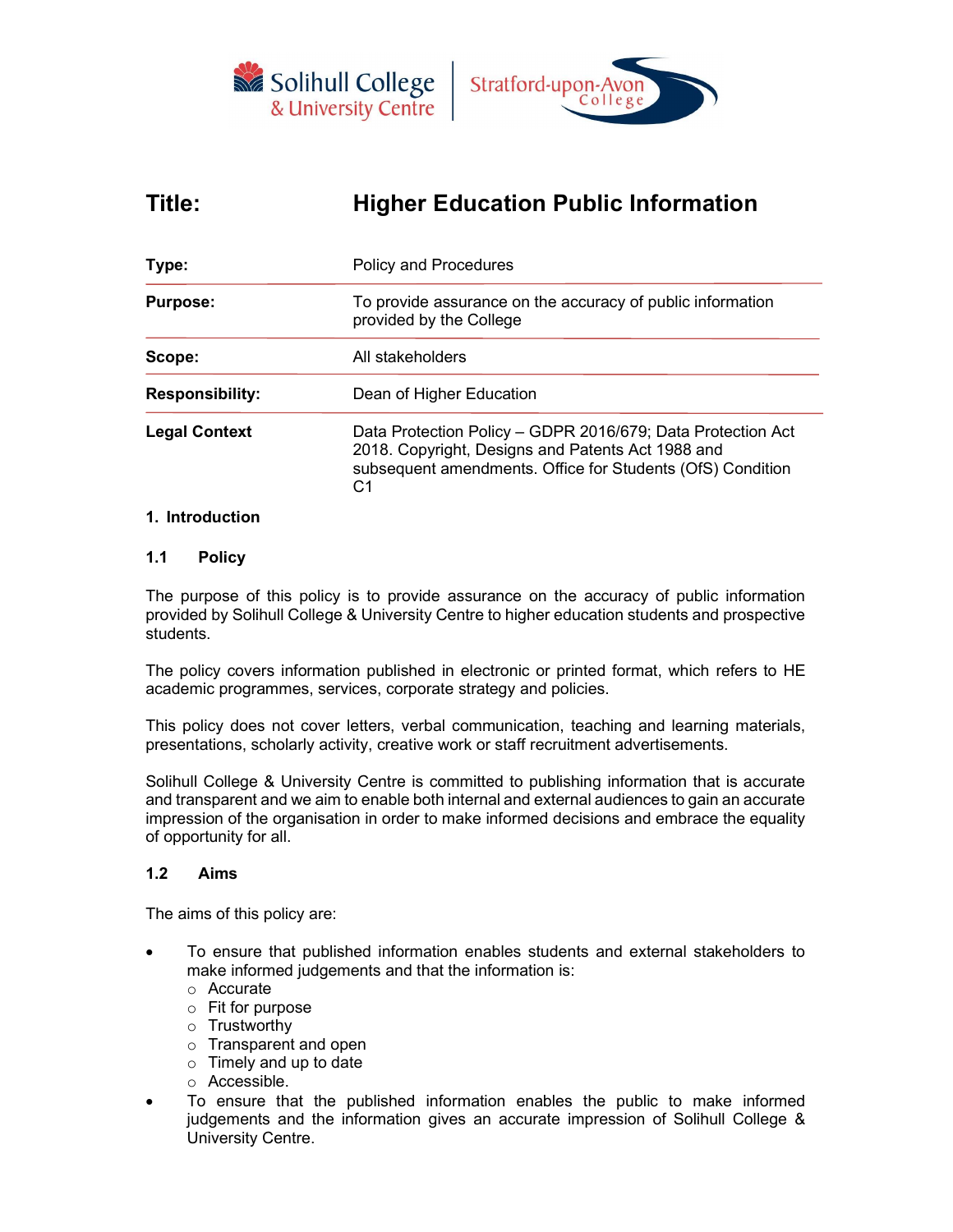# Title: Higher Education Public Information

| | |
|---|---|
| **Type:** | Policy and Procedures |
| **Purpose:** | To provide assurance on the accuracy of public information provided by the College |
| **Scope:** | All stakeholders |
| **Responsibility:** | Dean of Higher Education |
| **Legal Context** | Data Protection Policy – GDPR 2016/679; Data Protection Act 2018. Copyright, Designs and Patents Act 1988 and subsequent amendments. Office for Students (OfS) Condition C1 |

## 1. Introduction

### 1.1 Policy

The purpose of this policy is to provide assurance on the accuracy of public information provided by Solihull College & University Centre to higher education students and prospective students.

The policy covers information published in electronic or printed format, which refers to HE academic programmes, services, corporate strategy and policies.

This policy does not cover letters, verbal communication, teaching and learning materials, presentations, scholarly activity, creative work or staff recruitment advertisements.

Solihull College & University Centre is committed to publishing information that is accurate and transparent and we aim to enable both internal and external audiences to gain an accurate impression of the organisation in order to make informed decisions and embrace the equality of opportunity for all.

### 1.2 Aims

The aims of this policy are:

- To ensure that published information enables students and external stakeholders to make informed judgements and that the information is:
  - Accurate
  - Fit for purpose
  - Trustworthy
  - Transparent and open
  - Timely and up to date
  - Accessible.
- To ensure that the published information enables the public to make informed judgements and the information gives an accurate impression of Solihull College & University Centre.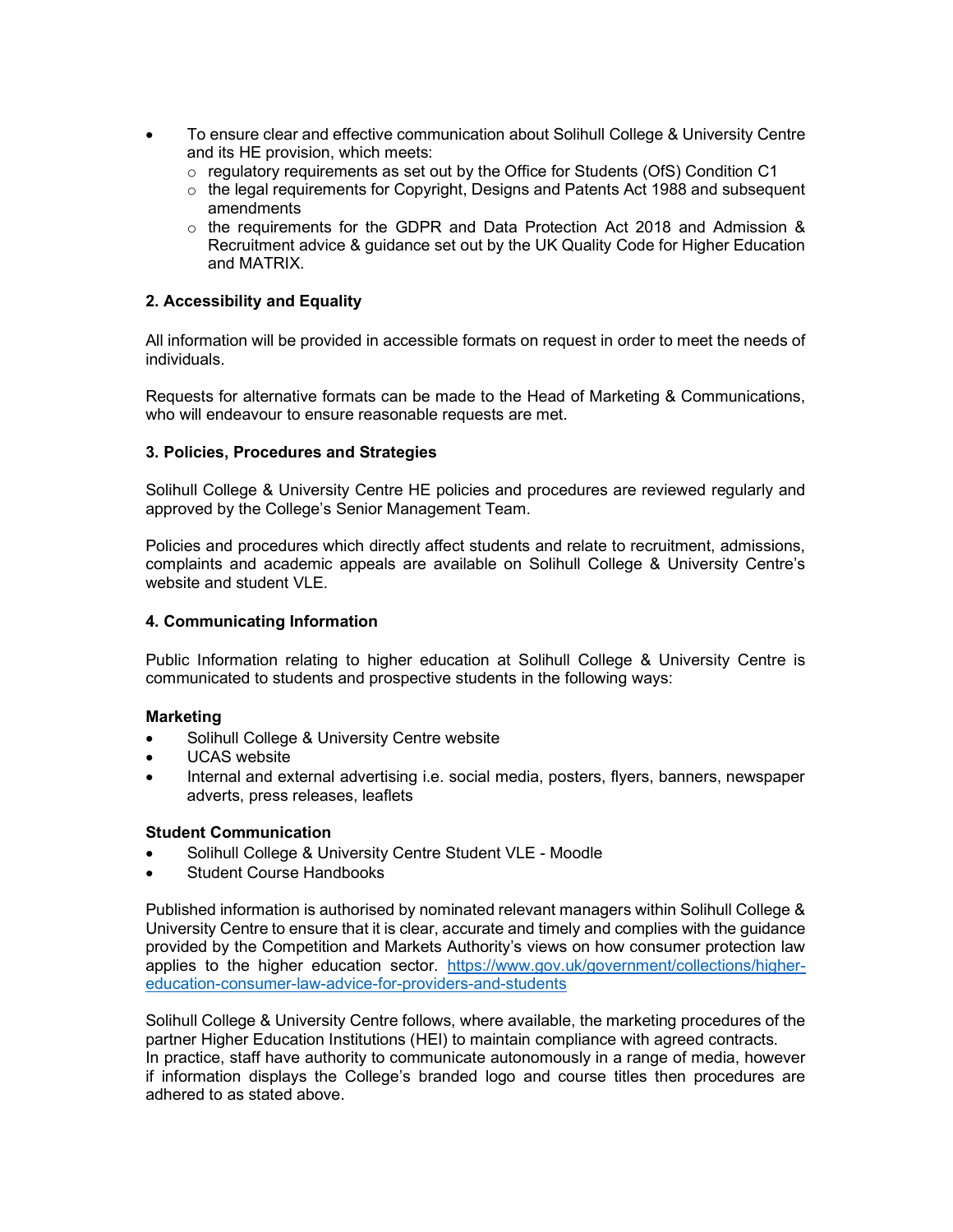- To ensure clear and effective communication about Solihull College & University Centre and its HE provision, which meets:
    - regulatory requirements as set out by the Office for Students (OfS) Condition C1
    - the legal requirements for Copyright, Designs and Patents Act 1988 and subsequent amendments
    - the requirements for the GDPR and Data Protection Act 2018 and Admission & Recruitment advice & guidance set out by the UK Quality Code for Higher Education and MATRIX.

### 2. Accessibility and Equality

All information will be provided in accessible formats on request in order to meet the needs of individuals.

Requests for alternative formats can be made to the Head of Marketing & Communications, who will endeavour to ensure reasonable requests are met.

### 3. Policies, Procedures and Strategies

Solihull College & University Centre HE policies and procedures are reviewed regularly and approved by the College's Senior Management Team.

Policies and procedures which directly affect students and relate to recruitment, admissions, complaints and academic appeals are available on Solihull College & University Centre's website and student VLE.

### 4. Communicating Information

Public Information relating to higher education at Solihull College & University Centre is communicated to students and prospective students in the following ways:

**Marketing**

- Solihull College & University Centre website
- UCAS website
- Internal and external advertising i.e. social media, posters, flyers, banners, newspaper adverts, press releases, leaflets

**Student Communication**

- Solihull College & University Centre Student VLE - Moodle
- Student Course Handbooks

Published information is authorised by nominated relevant managers within Solihull College & University Centre to ensure that it is clear, accurate and timely and complies with the guidance provided by the Competition and Markets Authority's views on how consumer protection law applies to the higher education sector. https://www.gov.uk/government/collections/higher-education-consumer-law-advice-for-providers-and-students

Solihull College & University Centre follows, where available, the marketing procedures of the partner Higher Education Institutions (HEI) to maintain compliance with agreed contracts.
In practice, staff have authority to communicate autonomously in a range of media, however if information displays the College's branded logo and course titles then procedures are adhered to as stated above.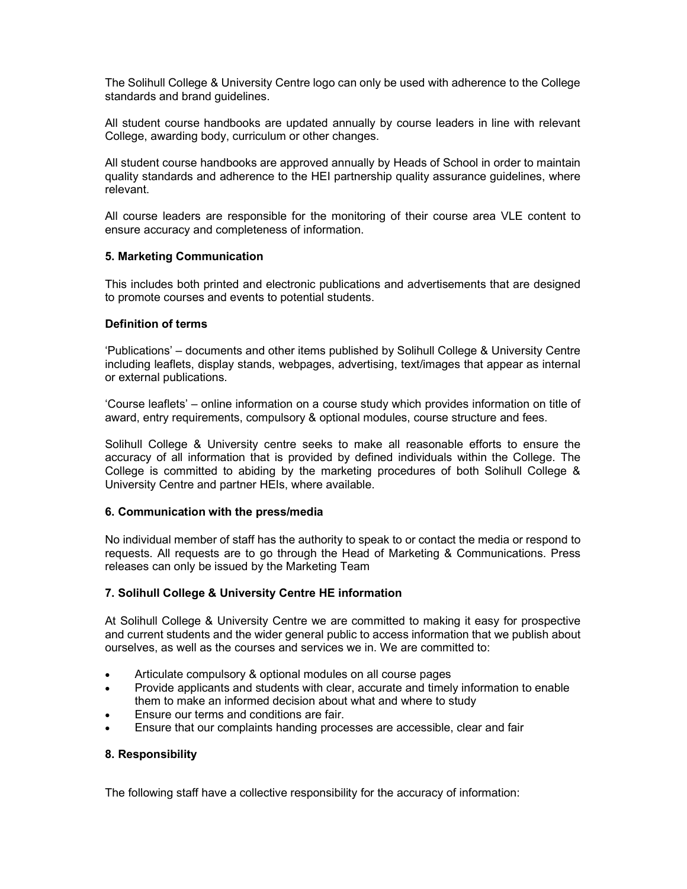The Solihull College & University Centre logo can only be used with adherence to the College standards and brand guidelines.

All student course handbooks are updated annually by course leaders in line with relevant College, awarding body, curriculum or other changes.

All student course handbooks are approved annually by Heads of School in order to maintain quality standards and adherence to the HEI partnership quality assurance guidelines, where relevant.

All course leaders are responsible for the monitoring of their course area VLE content to ensure accuracy and completeness of information.

## 5. Marketing Communication

This includes both printed and electronic publications and advertisements that are designed to promote courses and events to potential students.

### Definition of terms

'Publications' – documents and other items published by Solihull College & University Centre including leaflets, display stands, webpages, advertising, text/images that appear as internal or external publications.

'Course leaflets' – online information on a course study which provides information on title of award, entry requirements, compulsory & optional modules, course structure and fees.

Solihull College & University centre seeks to make all reasonable efforts to ensure the accuracy of all information that is provided by defined individuals within the College. The College is committed to abiding by the marketing procedures of both Solihull College & University Centre and partner HEIs, where available.

## 6. Communication with the press/media

No individual member of staff has the authority to speak to or contact the media or respond to requests. All requests are to go through the Head of Marketing & Communications. Press releases can only be issued by the Marketing Team

## 7. Solihull College & University Centre HE information

At Solihull College & University Centre we are committed to making it easy for prospective and current students and the wider general public to access information that we publish about ourselves, as well as the courses and services we in. We are committed to:

- Articulate compulsory & optional modules on all course pages
- Provide applicants and students with clear, accurate and timely information to enable them to make an informed decision about what and where to study
- Ensure our terms and conditions are fair.
- Ensure that our complaints handing processes are accessible, clear and fair

## 8. Responsibility

The following staff have a collective responsibility for the accuracy of information: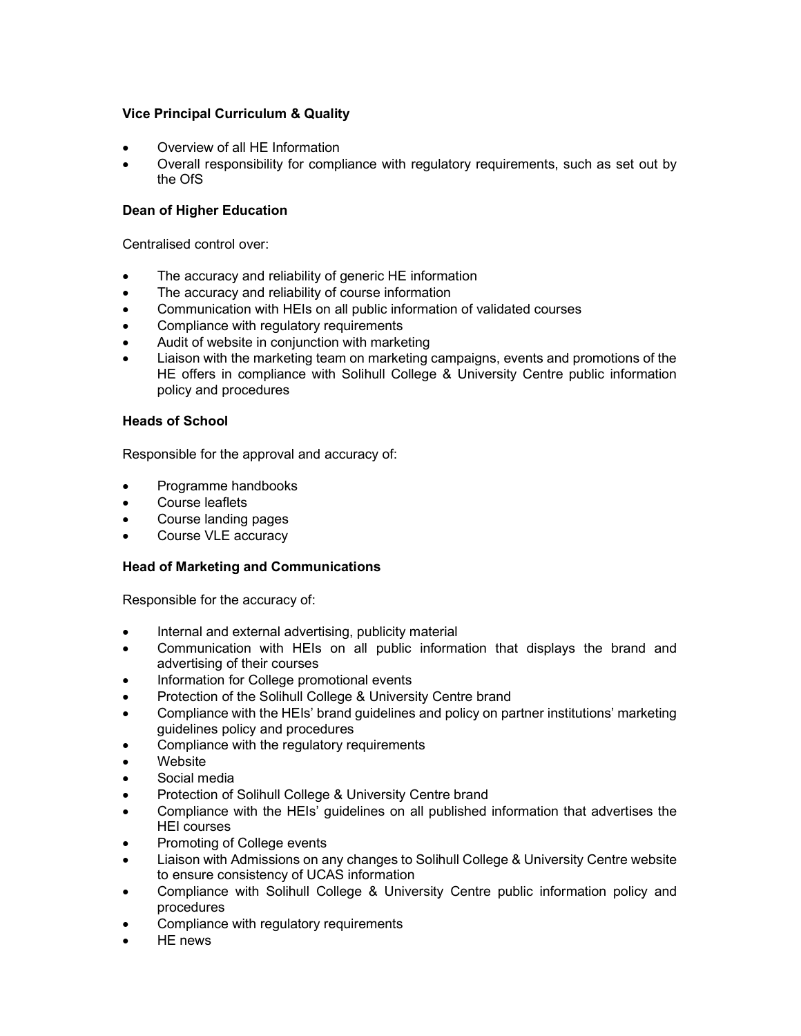**Vice Principal Curriculum & Quality**

- Overview of all HE Information
- Overall responsibility for compliance with regulatory requirements, such as set out by the OfS

**Dean of Higher Education**

Centralised control over:

- The accuracy and reliability of generic HE information
- The accuracy and reliability of course information
- Communication with HEIs on all public information of validated courses
- Compliance with regulatory requirements
- Audit of website in conjunction with marketing
- Liaison with the marketing team on marketing campaigns, events and promotions of the HE offers in compliance with Solihull College & University Centre public information policy and procedures

**Heads of School**

Responsible for the approval and accuracy of:

- Programme handbooks
- Course leaflets
- Course landing pages
- Course VLE accuracy

**Head of Marketing and Communications**

Responsible for the accuracy of:

- Internal and external advertising, publicity material
- Communication with HEIs on all public information that displays the brand and advertising of their courses
- Information for College promotional events
- Protection of the Solihull College & University Centre brand
- Compliance with the HEIs' brand guidelines and policy on partner institutions' marketing guidelines policy and procedures
- Compliance with the regulatory requirements
- Website
- Social media
- Protection of Solihull College & University Centre brand
- Compliance with the HEIs' guidelines on all published information that advertises the HEI courses
- Promoting of College events
- Liaison with Admissions on any changes to Solihull College & University Centre website to ensure consistency of UCAS information
- Compliance with Solihull College & University Centre public information policy and procedures
- Compliance with regulatory requirements
- HE news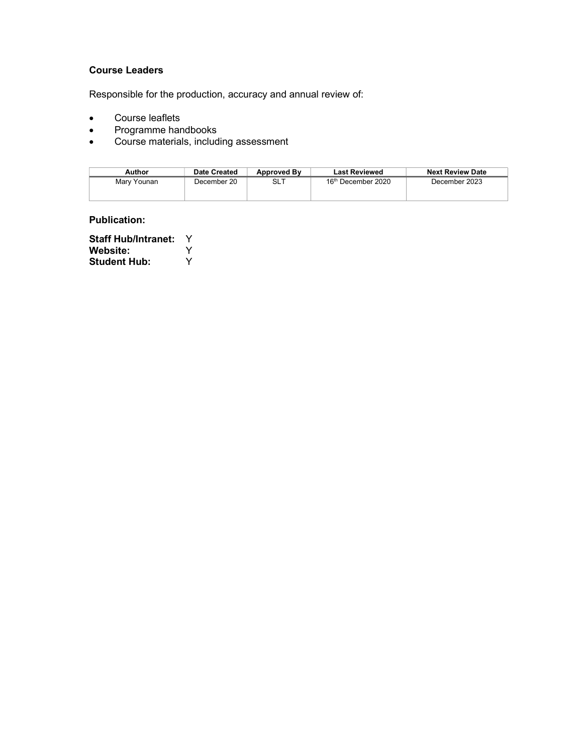**Course Leaders**

Responsible for the production, accuracy and annual review of:

- Course leaflets
- Programme handbooks
- Course materials, including assessment

| Author | Date Created | Approved By | Last Reviewed | Next Review Date |
|---|---|---|---|---|
| Mary Younan | December 20 | SLT | 16th December 2020 | December 2023 |

**Publication:**

**Staff Hub/Intranet:** Y
**Website:** Y
**Student Hub:** Y